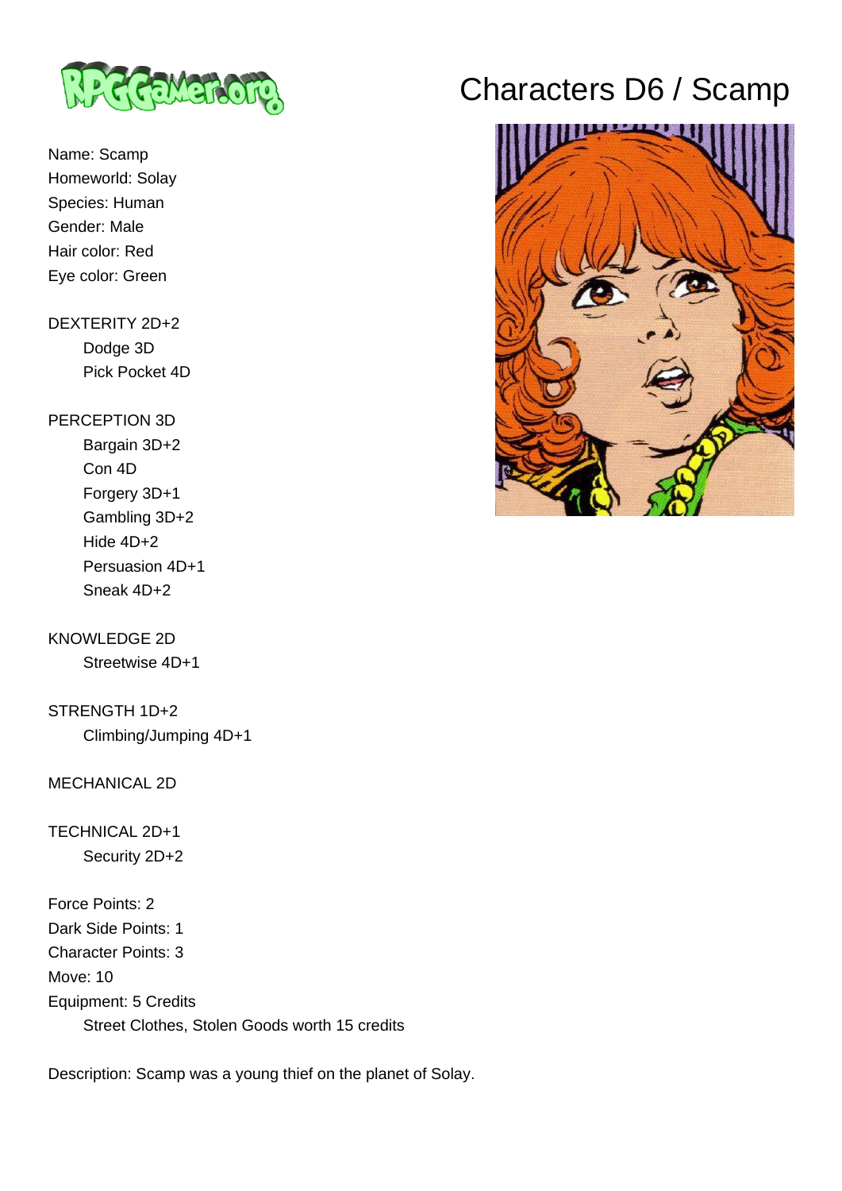# Characters D6 / Scamp

Name: Scamp
Homeworld: Solay
Species: Human
Gender: Male
Hair color: Red
Eye color: Green

DEXTERITY 2D+2
- Dodge 3D
- Pick Pocket 4D

PERCEPTION 3D
- Bargain 3D+2
- Con 4D
- Forgery 3D+1
- Gambling 3D+2
- Hide 4D+2
- Persuasion 4D+1
- Sneak 4D+2

KNOWLEDGE 2D
- Streetwise 4D+1

STRENGTH 1D+2
- Climbing/Jumping 4D+1

MECHANICAL 2D

TECHNICAL 2D+1
- Security 2D+2

Force Points: 2
Dark Side Points: 1
Character Points: 3
Move: 10
Equipment: 5 Credits
- Street Clothes, Stolen Goods worth 15 credits

Description: Scamp was a young thief on the planet of Solay.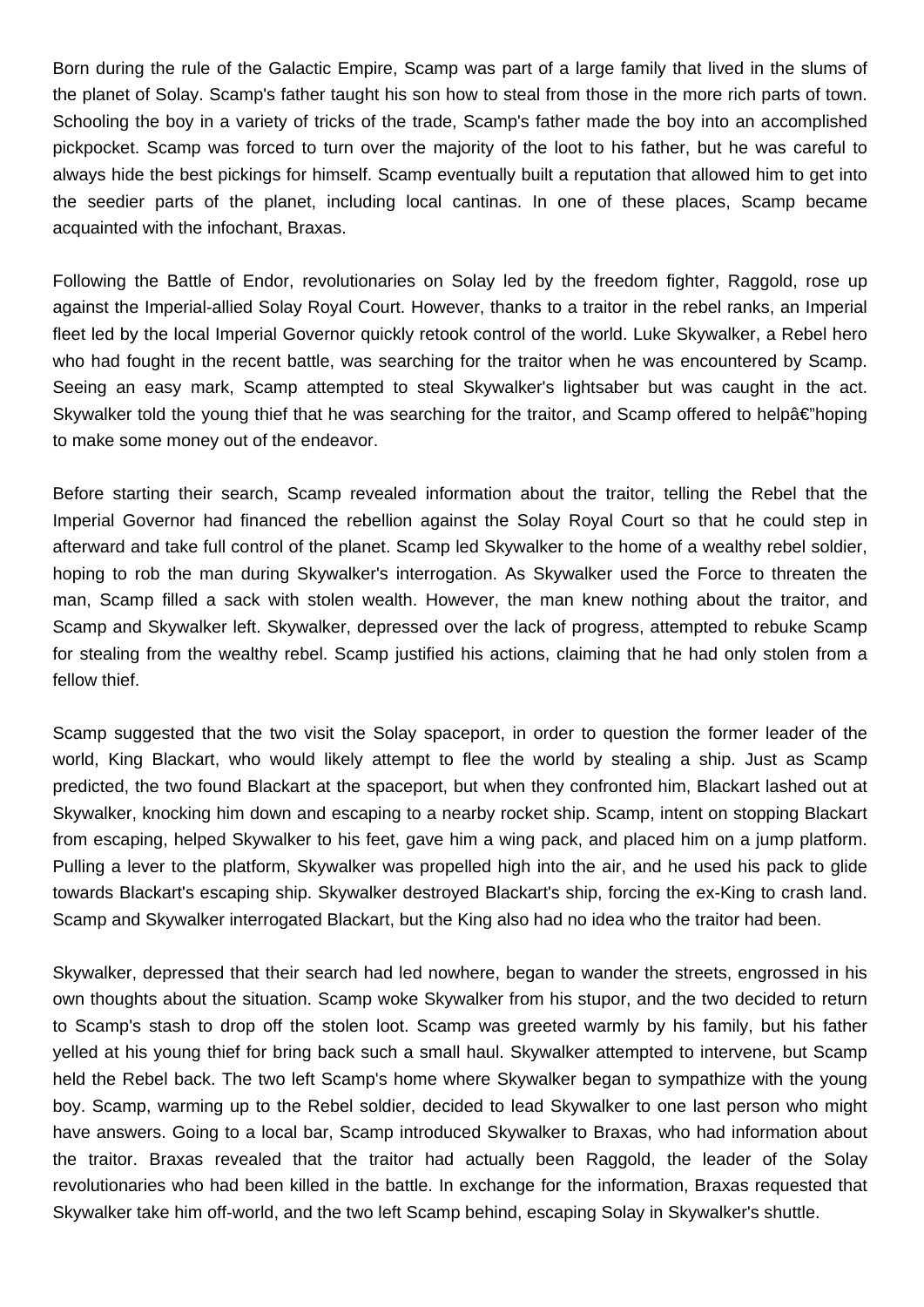Born during the rule of the Galactic Empire, Scamp was part of a large family that lived in the slums of the planet of Solay. Scamp's father taught his son how to steal from those in the more rich parts of town. Schooling the boy in a variety of tricks of the trade, Scamp's father made the boy into an accomplished pickpocket. Scamp was forced to turn over the majority of the loot to his father, but he was careful to always hide the best pickings for himself. Scamp eventually built a reputation that allowed him to get into the seedier parts of the planet, including local cantinas. In one of these places, Scamp became acquainted with the infochant, Braxas.

Following the Battle of Endor, revolutionaries on Solay led by the freedom fighter, Raggold, rose up against the Imperial-allied Solay Royal Court. However, thanks to a traitor in the rebel ranks, an Imperial fleet led by the local Imperial Governor quickly retook control of the world. Luke Skywalker, a Rebel hero who had fought in the recent battle, was searching for the traitor when he was encountered by Scamp. Seeing an easy mark, Scamp attempted to steal Skywalker's lightsaber but was caught in the act. Skywalker told the young thief that he was searching for the traitor, and Scamp offered to helpâ€"hoping to make some money out of the endeavor.

Before starting their search, Scamp revealed information about the traitor, telling the Rebel that the Imperial Governor had financed the rebellion against the Solay Royal Court so that he could step in afterward and take full control of the planet. Scamp led Skywalker to the home of a wealthy rebel soldier, hoping to rob the man during Skywalker's interrogation. As Skywalker used the Force to threaten the man, Scamp filled a sack with stolen wealth. However, the man knew nothing about the traitor, and Scamp and Skywalker left. Skywalker, depressed over the lack of progress, attempted to rebuke Scamp for stealing from the wealthy rebel. Scamp justified his actions, claiming that he had only stolen from a fellow thief.

Scamp suggested that the two visit the Solay spaceport, in order to question the former leader of the world, King Blackart, who would likely attempt to flee the world by stealing a ship. Just as Scamp predicted, the two found Blackart at the spaceport, but when they confronted him, Blackart lashed out at Skywalker, knocking him down and escaping to a nearby rocket ship. Scamp, intent on stopping Blackart from escaping, helped Skywalker to his feet, gave him a wing pack, and placed him on a jump platform. Pulling a lever to the platform, Skywalker was propelled high into the air, and he used his pack to glide towards Blackart's escaping ship. Skywalker destroyed Blackart's ship, forcing the ex-King to crash land. Scamp and Skywalker interrogated Blackart, but the King also had no idea who the traitor had been.

Skywalker, depressed that their search had led nowhere, began to wander the streets, engrossed in his own thoughts about the situation. Scamp woke Skywalker from his stupor, and the two decided to return to Scamp's stash to drop off the stolen loot. Scamp was greeted warmly by his family, but his father yelled at his young thief for bring back such a small haul. Skywalker attempted to intervene, but Scamp held the Rebel back. The two left Scamp's home where Skywalker began to sympathize with the young boy. Scamp, warming up to the Rebel soldier, decided to lead Skywalker to one last person who might have answers. Going to a local bar, Scamp introduced Skywalker to Braxas, who had information about the traitor. Braxas revealed that the traitor had actually been Raggold, the leader of the Solay revolutionaries who had been killed in the battle. In exchange for the information, Braxas requested that Skywalker take him off-world, and the two left Scamp behind, escaping Solay in Skywalker's shuttle.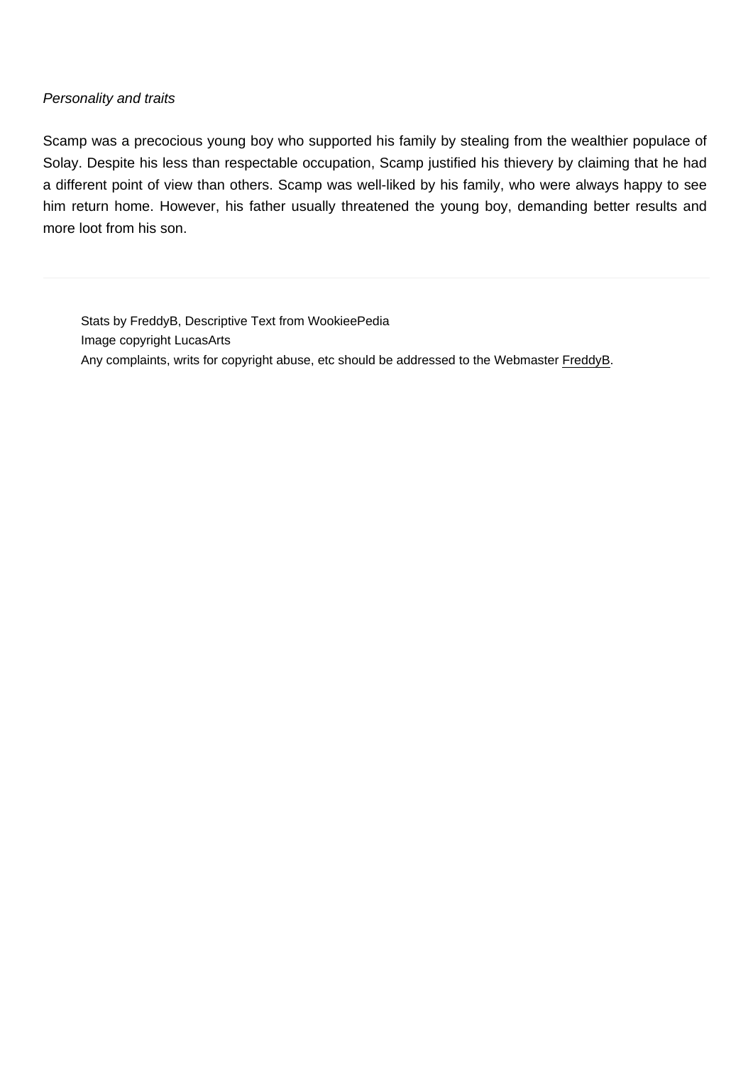*Personality and traits*

Scamp was a precocious young boy who supported his family by stealing from the wealthier populace of Solay. Despite his less than respectable occupation, Scamp justified his thievery by claiming that he had a different point of view than others. Scamp was well-liked by his family, who were always happy to see him return home. However, his father usually threatened the young boy, demanding better results and more loot from his son.

---

Stats by FreddyB, Descriptive Text from WookieePedia
Image copyright LucasArts
Any complaints, writs for copyright abuse, etc should be addressed to the Webmaster FreddyB.